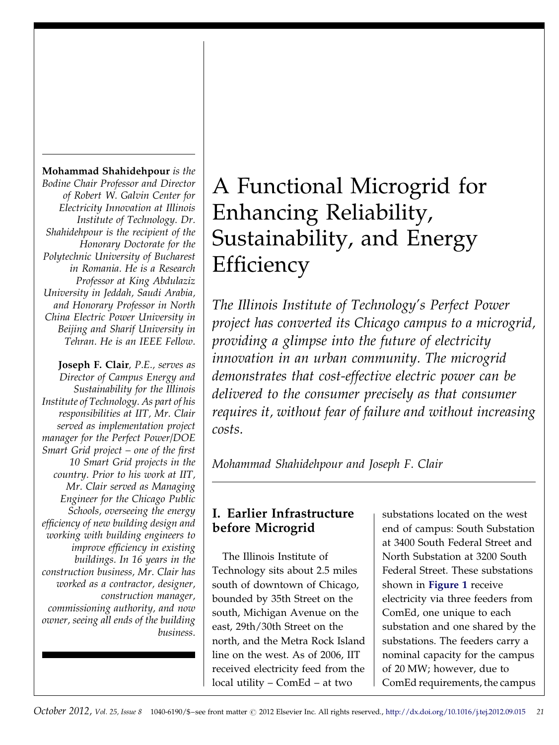# A Functional Microgrid for Enhancing Reliability, Sustainability, and Energy Efficiency

*The Illinois Institute of Technology's Perfect Power project has converted its Chicago campus to a microgrid, providing a glimpse into the future of electricity innovation in an urban community. The microgrid demonstrates that cost-effective electric power can be delivered to the consumer precisely as that consumer requires it, without fear of failure and without increasing costs.*

*Mohammad Shahidehpour and Joseph F. Clair*

**Mohammad Shahidehpour** *is the Bodine Chair Professor and Director of Robert W. Galvin Center for Electricity Innovation at Illinois Institute of Technology. Dr. Shahidehpour is the recipient of the Honorary Doctorate for the Polytechnic University of Bucharest in Romania. He is a Research Professor at King Abdulaziz University in Jeddah, Saudi Arabia, and Honorary Professor in North China Electric Power University in Beijing and Sharif University in Tehran. He is an IEEE Fellow.*

**Joseph F. Clair**, *P.E., serves as Director of Campus Energy and Sustainability for the Illinois Institute of Technology. As part of his responsibilities at IIT, Mr. Clair served as implementation project manager for the Perfect Power/DOE Smart Grid project – one of the first 10 Smart Grid projects in the country. Prior to his work at IIT, Mr. Clair served as Managing Engineer for the Chicago Public Schools, overseeing the energy efficiency of new building design and working with building engineers to improve efficiency in existing buildings. In 16 years in the construction business, Mr. Clair has worked as a contractor, designer, construction manager, commissioning authority, and now owner, seeing all ends of the building business.*

## I. Earlier Infrastructure before Microgrid

The Illinois Institute of Technology sits about 2.5 miles south of downtown of Chicago, bounded by 35th Street on the south, Michigan Avenue on the east, 29th/30th Street on the north, and the Metra Rock Island line on the west. As of 2006, IIT received electricity feed from the local utility – ComEd – at two substations located on the west end of campus: South Substation at 3400 South Federal Street and North Substation at 3200 South Federal Street. These substations shown in **Figure 1** receive electricity via three feeders from ComEd, one unique to each substation and one shared by the substations. The feeders carry a nominal capacity for the campus of 20 MW; however, due to ComEd requirements, the campus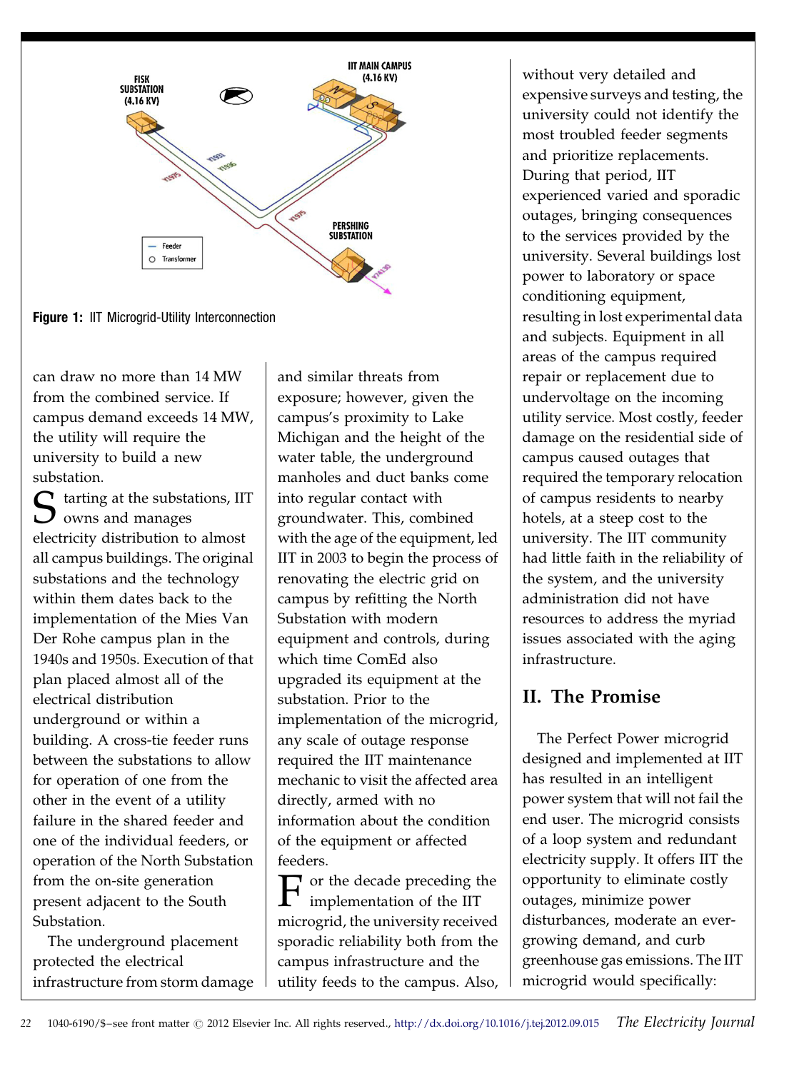Figure 1: IIT Microgrid-Utility Interconnection

can draw no more than 14 MW from the combined service. If campus demand exceeds 14 MW, the utility will require the university to build a new substation.

Starting at the substations, IIT owns and manages electricity distribution to almost all campus buildings. The original substations and the technology within them dates back to the implementation of the Mies Van Der Rohe campus plan in the 1940s and 1950s. Execution of that plan placed almost all of the electrical distribution underground or within a building. A cross-tie feeder runs between the substations to allow for operation of one from the other in the event of a utility failure in the shared feeder and one of the individual feeders, or operation of the North Substation from the on-site generation present adjacent to the South Substation.

The underground placement protected the electrical infrastructure from storm damage and similar threats from exposure; however, given the campus's proximity to Lake Michigan and the height of the water table, the underground manholes and duct banks come into regular contact with groundwater. This, combined with the age of the equipment, led IIT in 2003 to begin the process of renovating the electric grid on campus by refitting the North Substation with modern equipment and controls, during which time ComEd also upgraded its equipment at the substation. Prior to the implementation of the microgrid, any scale of outage response required the IIT maintenance mechanic to visit the affected area directly, armed with no information about the condition of the equipment or affected feeders.

For the decade preceding the implementation of the IIT microgrid, the university received sporadic reliability both from the campus infrastructure and the utility feeds to the campus. Also, without very detailed and expensive surveys and testing, the university could not identify the most troubled feeder segments and prioritize replacements. During that period, IIT experienced varied and sporadic outages, bringing consequences to the services provided by the university. Several buildings lost power to laboratory or space conditioning equipment, resulting in lost experimental data and subjects. Equipment in all areas of the campus required repair or replacement due to undervoltage on the incoming utility service. Most costly, feeder damage on the residential side of campus caused outages that required the temporary relocation of campus residents to nearby hotels, at a steep cost to the university. The IIT community had little faith in the reliability of the system, and the university administration did not have resources to address the myriad issues associated with the aging infrastructure.

## II. The Promise

The Perfect Power microgrid designed and implemented at IIT has resulted in an intelligent power system that will not fail the end user. The microgrid consists of a loop system and redundant electricity supply. It offers IIT the opportunity to eliminate costly outages, minimize power disturbances, moderate an ever-growing demand, and curb greenhouse gas emissions. The IIT microgrid would specifically: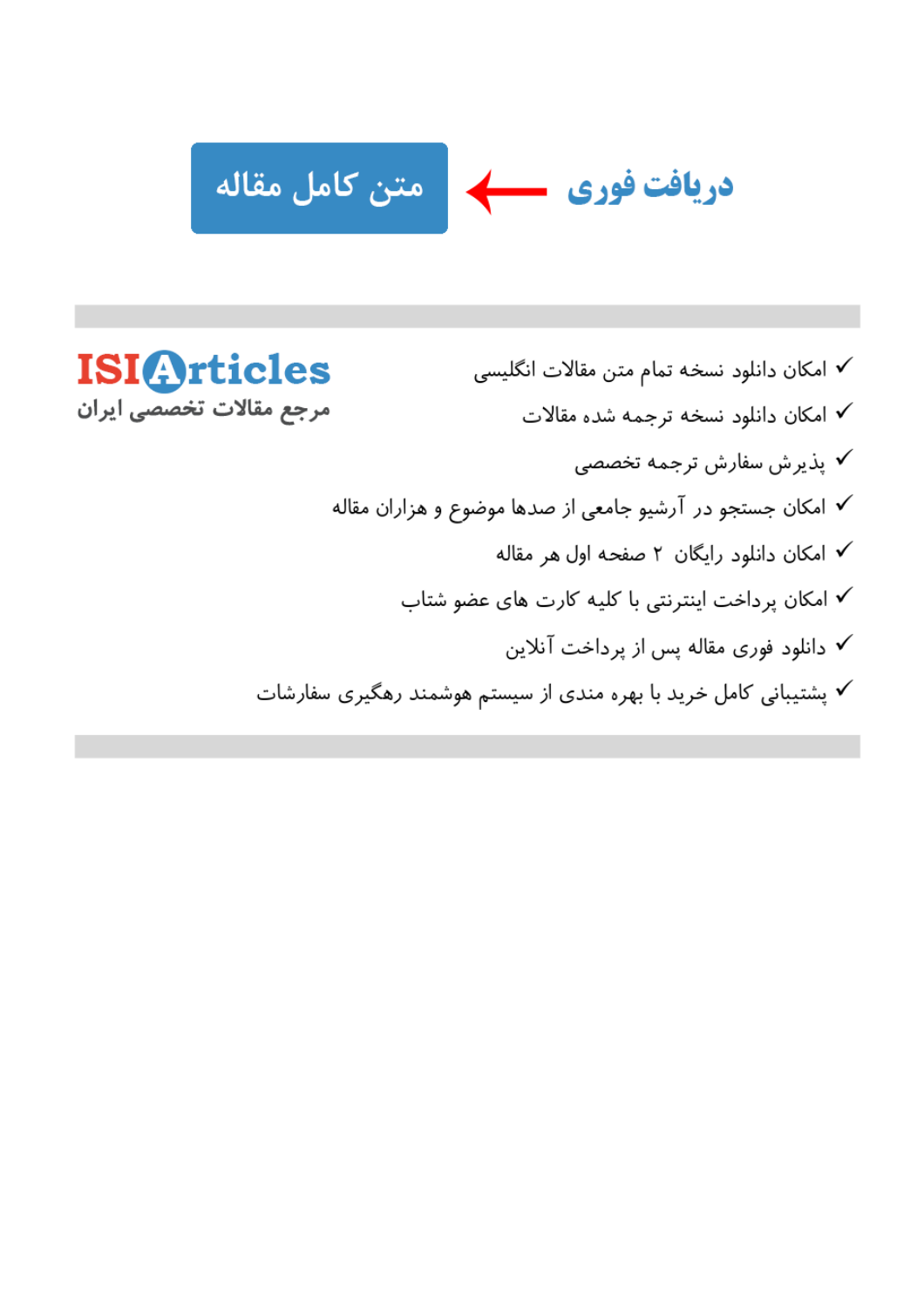دریافت فوری ← **متن کامل مقاله**

**ISIArticles**
مرجع مقالات تخصصی ایران

- ✓ امکان دانلود نسخه تمام متن مقالات انگلیسی
- ✓ امکان دانلود نسخه ترجمه شده مقالات
- ✓ پذیرش سفارش ترجمه تخصصی
- ✓ امکان جستجو در آرشیو جامعی از صدها موضوع و هزاران مقاله
- ✓ امکان دانلود رایگان ۲ صفحه اول هر مقاله
- ✓ امکان پرداخت اینترنتی با کلیه کارت های عضو شتاب
- ✓ دانلود فوری مقاله پس از پرداخت آنلاین
- ✓ پشتیبانی کامل خرید با بهره مندی از سیستم هوشمند رهگیری سفارشات